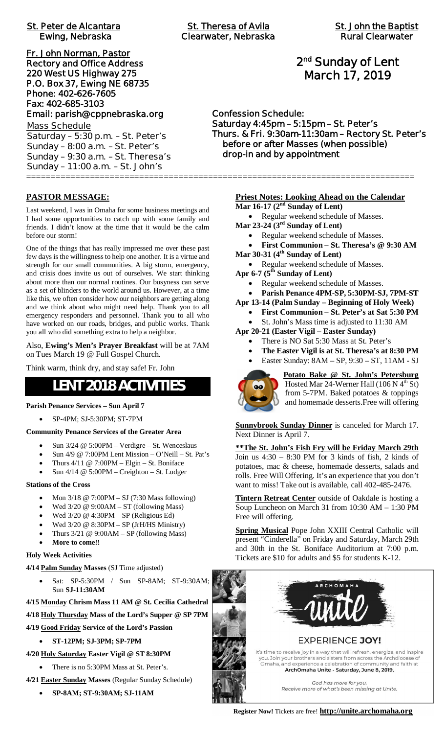**St. Peter de Alcantara**
Ewing, Nebraska

**St. Theresa of Avila**
Clearwater, Nebraska

**St. John the Baptist**
Rural Clearwater

**Fr. John Norman, Pastor**
Rectory and Office Address
220 West US Highway 275
P.O. Box 37, Ewing NE 68735
Phone: 402-626-7605
Fax: 402-685-3103
Email: parish@cppnebraska.org

Mass Schedule
Saturday – 5:30 p.m. – St. Peter's
Sunday – 8:00 a.m. – St. Peter's
Sunday – 9:30 a.m. – St. Theresa's
Sunday – 11:00 a.m. – St. John's

# 2nd Sunday of Lent
# March 17, 2019

**Confession Schedule:**
Saturday 4:45pm – 5:15pm – St. Peter's
Thurs. & Fri. 9:30am-11:30am – Rectory St. Peter's
before or after Masses (when possible)
drop-in and by appointment

## PASTOR MESSAGE:

Last weekend, I was in Omaha for some business meetings and I had some opportunities to catch up with some family and friends. I didn't know at the time that it would be the calm before our storm!

One of the things that has really impressed me over these past few days is the willingness to help one another. It is a virtue and strength for our small communities. A big storm, emergency, and crisis does invite us out of ourselves. We start thinking about more than our normal routines. Our busyness can serve as a set of blinders to the world around us. However, at a time like this, we often consider how our neighbors are getting along and we think about who might need help. Thank you to all emergency responders and personnel. Thank you to all who have worked on our roads, bridges, and public works. Thank you all who did something extra to help a neighbor.

Also, **Ewing's Men's Prayer Breakfast** will be at 7AM on Tues March 19 @ Full Gospel Church.

Think warm, think dry, and stay safe! Fr. John

# LENT 2018 ACTIVITIES

**Parish Penance Services – Sun April 7**

- SP-4PM; SJ-5:30PM; ST-7PM

**Community Penance Services of the Greater Area**

- Sun 3/24 @ 5:00PM – Verdigre – St. Wenceslaus
- Sun 4/9 @ 7:00PM Lent Mission – O'Neill – St. Pat's
- Thurs 4/11 @ 7:00PM – Elgin – St. Boniface
- Sun 4/14 @ 5:00PM – Creighton – St. Ludger

**Stations of the Cross**

- Mon 3/18 @ 7:00PM – SJ (7:30 Mass following)
- Wed 3/20 @ 9:00AM – ST (following Mass)
- Wed 3/20 @ 4:30PM – SP (Religious Ed)
- Wed 3/20 @ 8:30PM – SP (JrH/HS Ministry)
- Thurs 3/21 @ 9:00AM – SP (following Mass)
- **More to come!!**

**Holy Week Activities**

**4/14 Palm Sunday Masses** (SJ Time adjusted)

- Sat: SP-5:30PM / Sun SP-8AM; ST-9:30AM; Sun **SJ-11:30AM**

**4/15 Monday Chrism Mass 11 AM @ St. Cecilia Cathedral**

**4/18 Holy Thursday Mass of the Lord's Supper @ SP 7PM**

**4/19 Good Friday Service of the Lord's Passion**

- **ST-12PM; SJ-3PM; SP-7PM**

**4/20 Holy Saturday Easter Vigil @ ST 8:30PM**

- There is no 5:30PM Mass at St. Peter's.

**4/21 Easter Sunday Masses** (Regular Sunday Schedule)

- **SP-8AM; ST-9:30AM; SJ-11AM**

## Priest Notes: Looking Ahead on the Calendar

**Mar 16-17 (2nd Sunday of Lent)**
- Regular weekend schedule of Masses.

**Mar 23-24 (3rd Sunday of Lent)**
- Regular weekend schedule of Masses.
- **First Communion – St. Theresa's @ 9:30 AM**

**Mar 30-31 (4th Sunday of Lent)**
- Regular weekend schedule of Masses.

**Apr 6-7 (5th Sunday of Lent)**
- Regular weekend schedule of Masses.
- **Parish Penance 4PM-SP, 5:30PM-SJ, 7PM-ST**

**Apr 13-14 (Palm Sunday – Beginning of Holy Week)**
- **First Communion – St. Peter's at Sat 5:30 PM**
- St. John's Mass time is adjusted to 11:30 AM

**Apr 20-21 (Easter Vigil – Easter Sunday)**
- There is NO Sat 5:30 Mass at St. Peter's
- **The Easter Vigil is at St. Theresa's at 8:30 PM**
- Easter Sunday: 8AM – SP, 9:30 – ST, 11AM - SJ

**Potato Bake @ St. John's Petersburg**
Hosted Mar 24-Werner Hall (106 N 4th St) from 5-7PM. Baked potatoes & toppings and homemade desserts.Free will offering

**Sunnybrook Sunday Dinner** is canceled for March 17. Next Dinner is April 7.

**\*\*The St. John's Fish Fry will be Friday March 29th** Join us 4:30 – 8:30 PM for 3 kinds of fish, 2 kinds of potatoes, mac & cheese, homemade desserts, salads and rolls. Free Will Offering. It's an experience that you don't want to miss! Take out is available, call 402-485-2476.

**Tintern Retreat Center** outside of Oakdale is hosting a Soup Luncheon on March 31 from 10:30 AM – 1:30 PM Free will offering.

**Spring Musical** Pope John XXIII Central Catholic will present "Cinderella" on Friday and Saturday, March 29th and 30th in the St. Boniface Auditorium at 7:00 p.m. Tickets are $10 for adults and $5 for students K-12.

ARCHOMAHA unite

EXPERIENCE **JOY!**

It's time to receive joy in a way that will refresh, energize, and inspire you. Join your brothers and sisters from across the Archdiocese of Omaha, and experience a celebration of community and faith at **ArchOmaha Unite - Saturday, June 8, 2019.**

*God has more for you.*
*Receive more of what's been missing at Unite.*

**Register Now!** Tickets are free! **http://unite.archomaha.org**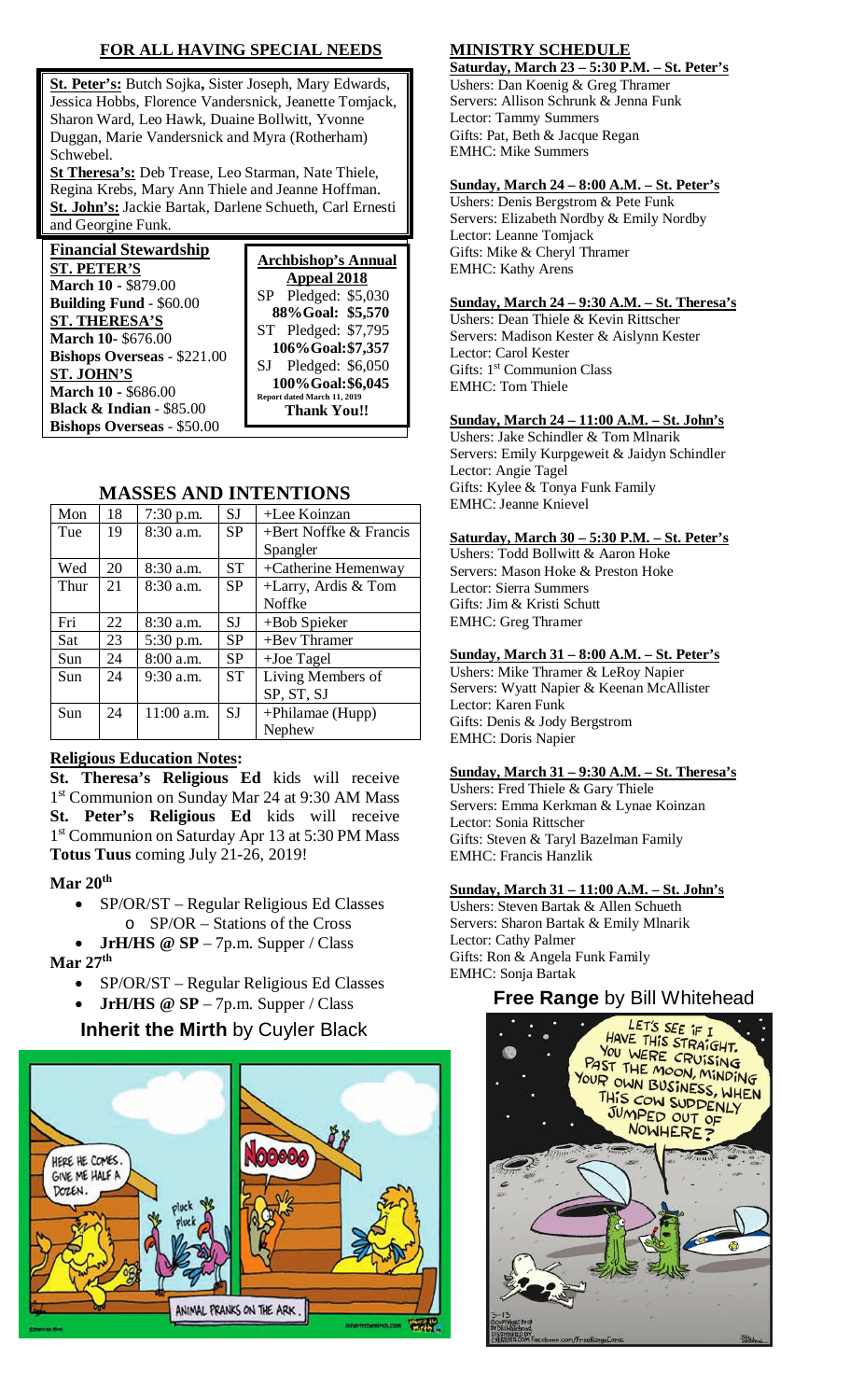## FOR ALL HAVING SPECIAL NEEDS

**St. Peter's:** Butch Sojka**,** Sister Joseph, Mary Edwards, Jessica Hobbs, Florence Vandersnick, Jeanette Tomjack, Sharon Ward, Leo Hawk, Duaine Bollwitt, Yvonne Duggan, Marie Vandersnick and Myra (Rotherham) Schwebel.

**St Theresa's:** Deb Trease, Leo Starman, Nate Thiele, Regina Krebs, Mary Ann Thiele and Jeanne Hoffman.

**St. John's:** Jackie Bartak, Darlene Schueth, Carl Ernesti and Georgine Funk.

**Financial Stewardship**

**ST. PETER'S**
**March 10 -** $879.00
**Building Fund** - $60.00

**ST. THERESA'S**
**March 10-** $676.00
**Bishops Overseas** - $221.00

**ST. JOHN'S**
**March 10 -** $686.00
**Black & Indian** - $85.00
**Bishops Overseas** - $50.00

**Archbishop's Annual Appeal 2018**

SP Pledged: $5,030
**88%Goal: $5,570**

ST Pledged: $7,795
**106%Goal:$7,357**

SJ Pledged: $6,050
**100%Goal:$6,045**

**Report dated March 11, 2019**

**Thank You!!**

## MASSES AND INTENTIONS

| | | | | |
|---|---|---|---|---|
| Mon | 18 | 7:30 p.m. | SJ | +Lee Koinzan |
| Tue | 19 | 8:30 a.m. | SP | +Bert Noffke & Francis Spangler |
| Wed | 20 | 8:30 a.m. | ST | +Catherine Hemenway |
| Thur | 21 | 8:30 a.m. | SP | +Larry, Ardis & Tom Noffke |
| Fri | 22 | 8:30 a.m. | SJ | +Bob Spieker |
| Sat | 23 | 5:30 p.m. | SP | +Bev Thramer |
| Sun | 24 | 8:00 a.m. | SP | +Joe Tagel |
| Sun | 24 | 9:30 a.m. | ST | Living Members of SP, ST, SJ |
| Sun | 24 | 11:00 a.m. | SJ | +Philamae (Hupp) Nephew |

**Religious Education Notes:**

**St. Theresa's Religious Ed** kids will receive 1st Communion on Sunday Mar 24 at 9:30 AM Mass
**St. Peter's Religious Ed** kids will receive 1st Communion on Saturday Apr 13 at 5:30 PM Mass
**Totus Tuus** coming July 21-26, 2019!

**Mar 20th**

- SP/OR/ST – Regular Religious Ed Classes
  - SP/OR – Stations of the Cross
- **JrH/HS @ SP** – 7p.m. Supper / Class

**Mar 27th**

- SP/OR/ST – Regular Religious Ed Classes
- **JrH/HS @ SP** – 7p.m. Supper / Class

**Inherit the Mirth** by Cuyler Black

HERE HE COMES. GIVE ME HALF A DOZEN.

pluck pluck

Nooooo

ANIMAL PRANKS ON THE ARK.

## MINISTRY SCHEDULE

**Saturday, March 23 – 5:30 P.M. – St. Peter's**
Ushers: Dan Koenig & Greg Thramer
Servers: Allison Schrunk & Jenna Funk
Lector: Tammy Summers
Gifts: Pat, Beth & Jacque Regan
EMHC: Mike Summers

**Sunday, March 24 – 8:00 A.M. – St. Peter's**
Ushers: Denis Bergstrom & Pete Funk
Servers: Elizabeth Nordby & Emily Nordby
Lector: Leanne Tomjack
Gifts: Mike & Cheryl Thramer
EMHC: Kathy Arens

**Sunday, March 24 – 9:30 A.M. – St. Theresa's**
Ushers: Dean Thiele & Kevin Rittscher
Servers: Madison Kester & Aislynn Kester
Lector: Carol Kester
Gifts: 1st Communion Class
EMHC: Tom Thiele

**Sunday, March 24 – 11:00 A.M. – St. John's**
Ushers: Jake Schindler & Tom Mlnarik
Servers: Emily Kurpgeweit & Jaidyn Schindler
Lector: Angie Tagel
Gifts: Kylee & Tonya Funk Family
EMHC: Jeanne Knievel

**Saturday, March 30 – 5:30 P.M. – St. Peter's**
Ushers: Todd Bollwitt & Aaron Hoke
Servers: Mason Hoke & Preston Hoke
Lector: Sierra Summers
Gifts: Jim & Kristi Schutt
EMHC: Greg Thramer

**Sunday, March 31 – 8:00 A.M. – St. Peter's**
Ushers: Mike Thramer & LeRoy Napier
Servers: Wyatt Napier & Keenan McAllister
Lector: Karen Funk
Gifts: Denis & Jody Bergstrom
EMHC: Doris Napier

**Sunday, March 31 – 9:30 A.M. – St. Theresa's**
Ushers: Fred Thiele & Gary Thiele
Servers: Emma Kerkman & Lynae Koinzan
Lector: Sonia Rittscher
Gifts: Steven & Taryl Bazelman Family
EMHC: Francis Hanzlik

**Sunday, March 31 – 11:00 A.M. – St. John's**
Ushers: Steven Bartak & Allen Schueth
Servers: Sharon Bartak & Emily Mlnarik
Lector: Cathy Palmer
Gifts: Ron & Angela Funk Family
EMHC: Sonja Bartak

**Free Range** by Bill Whitehead

LET'S SEE IF I HAVE THIS STRAIGHT. YOU WERE CRUISING PAST THE MOON, MINDING YOUR OWN BUSINESS, WHEN THIS COW SUDDENLY JUMPED OUT OF NOWHERE?